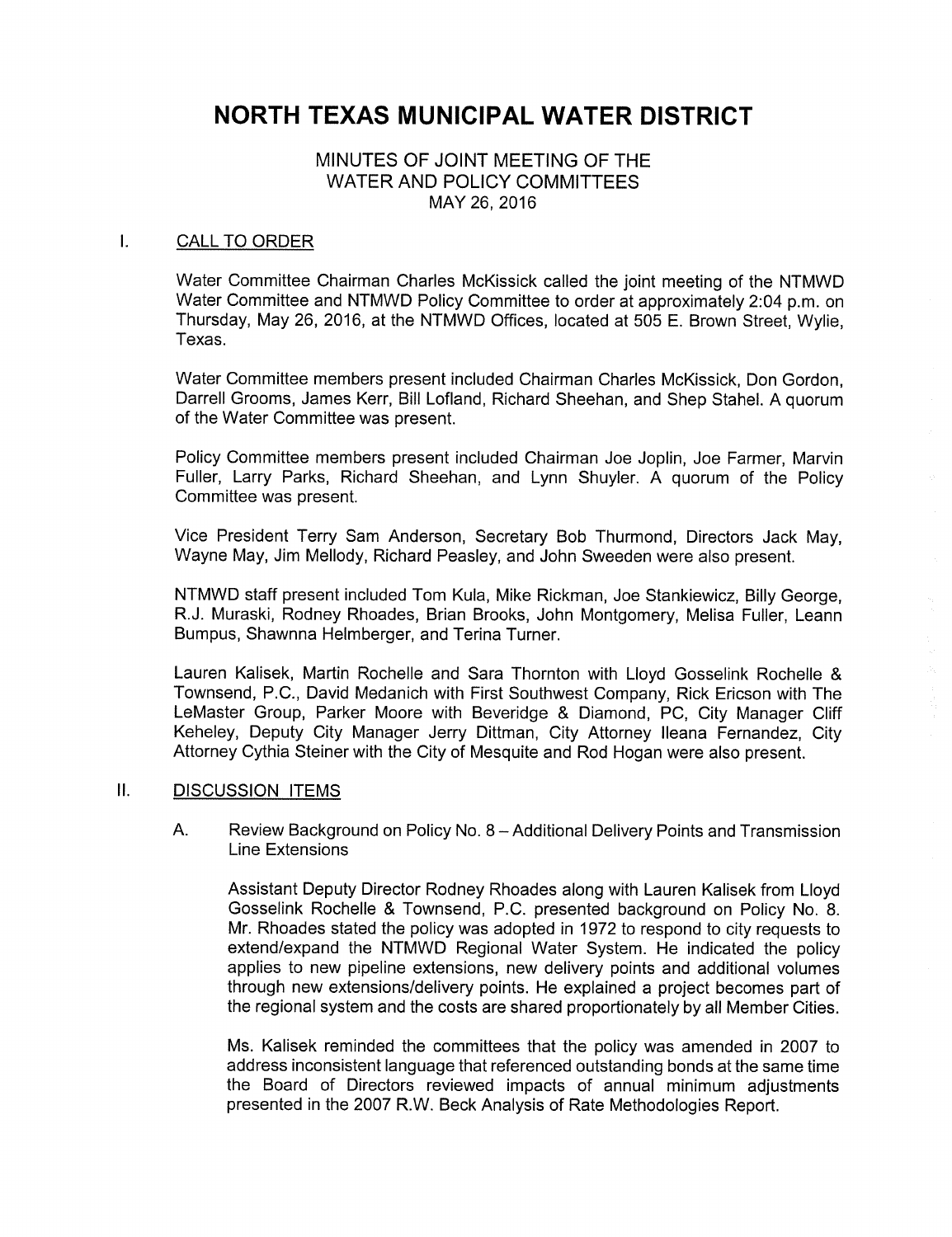# NORTH TEXAS MUNICIPAL WATER DISTRICT

MINUTES OF JOINT MEETING OF THE
WATER AND POLICY COMMITTEES
MAY 26, 2016

## I. CALL TO ORDER

Water Committee Chairman Charles McKissick called the joint meeting of the NTMWD Water Committee and NTMWD Policy Committee to order at approximately 2:04 p.m. on Thursday, May 26, 2016, at the NTMWD Offices, located at 505 E. Brown Street, Wylie, Texas.

Water Committee members present included Chairman Charles McKissick, Don Gordon, Darrell Grooms, James Kerr, Bill Lofland, Richard Sheehan, and Shep Stahel. A quorum of the Water Committee was present.

Policy Committee members present included Chairman Joe Joplin, Joe Farmer, Marvin Fuller, Larry Parks, Richard Sheehan, and Lynn Shuyler. A quorum of the Policy Committee was present.

Vice President Terry Sam Anderson, Secretary Bob Thurmond, Directors Jack May, Wayne May, Jim Mellody, Richard Peasley, and John Sweeden were also present.

NTMWD staff present included Tom Kula, Mike Rickman, Joe Stankiewicz, Billy George, R.J. Muraski, Rodney Rhoades, Brian Brooks, John Montgomery, Melisa Fuller, Leann Bumpus, Shawnna Helmberger, and Terina Turner.

Lauren Kalisek, Martin Rochelle and Sara Thornton with Lloyd Gosselink Rochelle & Townsend, P.C., David Medanich with First Southwest Company, Rick Ericson with The LeMaster Group, Parker Moore with Beveridge & Diamond, PC, City Manager Cliff Keheley, Deputy City Manager Jerry Dittman, City Attorney Ileana Fernandez, City Attorney Cythia Steiner with the City of Mesquite and Rod Hogan were also present.

## II. DISCUSSION ITEMS

A. Review Background on Policy No. 8 – Additional Delivery Points and Transmission Line Extensions

Assistant Deputy Director Rodney Rhoades along with Lauren Kalisek from Lloyd Gosselink Rochelle & Townsend, P.C. presented background on Policy No. 8. Mr. Rhoades stated the policy was adopted in 1972 to respond to city requests to extend/expand the NTMWD Regional Water System. He indicated the policy applies to new pipeline extensions, new delivery points and additional volumes through new extensions/delivery points. He explained a project becomes part of the regional system and the costs are shared proportionately by all Member Cities.

Ms. Kalisek reminded the committees that the policy was amended in 2007 to address inconsistent language that referenced outstanding bonds at the same time the Board of Directors reviewed impacts of annual minimum adjustments presented in the 2007 R.W. Beck Analysis of Rate Methodologies Report.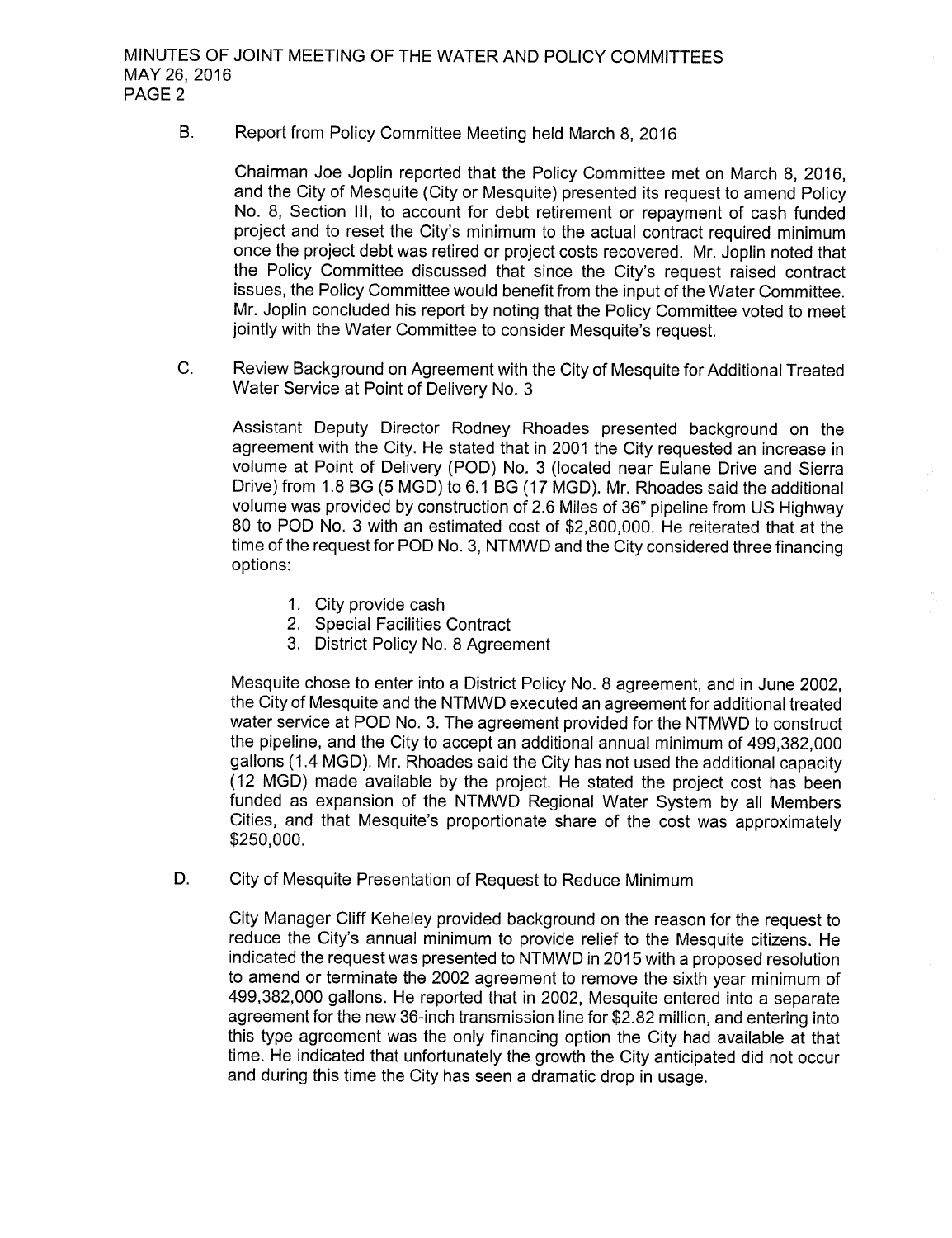B. Report from Policy Committee Meeting held March 8, 2016

Chairman Joe Joplin reported that the Policy Committee met on March 8, 2016, and the City of Mesquite (City or Mesquite) presented its request to amend Policy No. 8, Section III, to account for debt retirement or repayment of cash funded project and to reset the City's minimum to the actual contract required minimum once the project debt was retired or project costs recovered. Mr. Joplin noted that the Policy Committee discussed that since the City's request raised contract issues, the Policy Committee would benefit from the input of the Water Committee. Mr. Joplin concluded his report by noting that the Policy Committee voted to meet jointly with the Water Committee to consider Mesquite's request.

C. Review Background on Agreement with the City of Mesquite for Additional Treated Water Service at Point of Delivery No. 3

Assistant Deputy Director Rodney Rhoades presented background on the agreement with the City. He stated that in 2001 the City requested an increase in volume at Point of Delivery (POD) No. 3 (located near Eulane Drive and Sierra Drive) from 1.8 BG (5 MGD) to 6.1 BG (17 MGD). Mr. Rhoades said the additional volume was provided by construction of 2.6 Miles of 36" pipeline from US Highway 80 to POD No. 3 with an estimated cost of $2,800,000. He reiterated that at the time of the request for POD No. 3, NTMWD and the City considered three financing options:

1. City provide cash
2. Special Facilities Contract
3. District Policy No. 8 Agreement

Mesquite chose to enter into a District Policy No. 8 agreement, and in June 2002, the City of Mesquite and the NTMWD executed an agreement for additional treated water service at POD No. 3. The agreement provided for the NTMWD to construct the pipeline, and the City to accept an additional annual minimum of 499,382,000 gallons (1.4 MGD). Mr. Rhoades said the City has not used the additional capacity (12 MGD) made available by the project. He stated the project cost has been funded as expansion of the NTMWD Regional Water System by all Members Cities, and that Mesquite's proportionate share of the cost was approximately $250,000.

D. City of Mesquite Presentation of Request to Reduce Minimum

City Manager Cliff Keheley provided background on the reason for the request to reduce the City's annual minimum to provide relief to the Mesquite citizens. He indicated the request was presented to NTMWD in 2015 with a proposed resolution to amend or terminate the 2002 agreement to remove the sixth year minimum of 499,382,000 gallons. He reported that in 2002, Mesquite entered into a separate agreement for the new 36-inch transmission line for $2.82 million, and entering into this type agreement was the only financing option the City had available at that time. He indicated that unfortunately the growth the City anticipated did not occur and during this time the City has seen a dramatic drop in usage.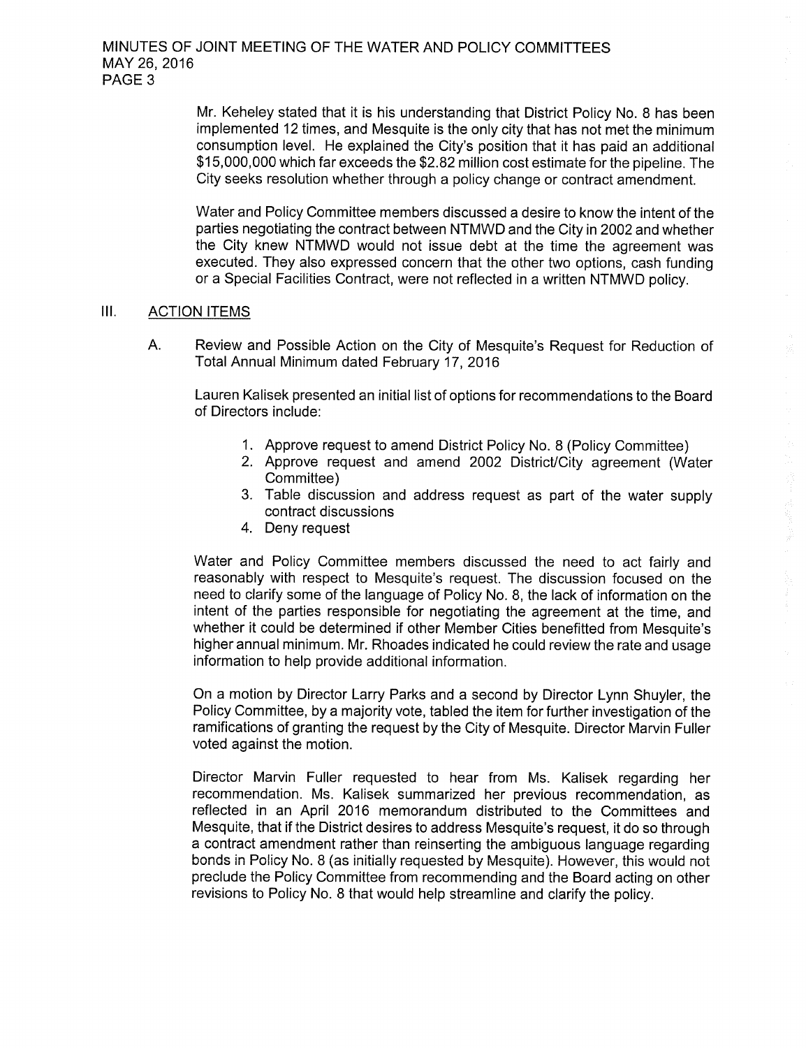Mr. Keheley stated that it is his understanding that District Policy No. 8 has been implemented 12 times, and Mesquite is the only city that has not met the minimum consumption level. He explained the City's position that it has paid an additional $15,000,000 which far exceeds the $2.82 million cost estimate for the pipeline. The City seeks resolution whether through a policy change or contract amendment.

Water and Policy Committee members discussed a desire to know the intent of the parties negotiating the contract between NTMWD and the City in 2002 and whether the City knew NTMWD would not issue debt at the time the agreement was executed. They also expressed concern that the other two options, cash funding or a Special Facilities Contract, were not reflected in a written NTMWD policy.

## III. ACTION ITEMS

### A. Review and Possible Action on the City of Mesquite's Request for Reduction of Total Annual Minimum dated February 17, 2016

Lauren Kalisek presented an initial list of options for recommendations to the Board of Directors include:

1. Approve request to amend District Policy No. 8 (Policy Committee)
2. Approve request and amend 2002 District/City agreement (Water Committee)
3. Table discussion and address request as part of the water supply contract discussions
4. Deny request

Water and Policy Committee members discussed the need to act fairly and reasonably with respect to Mesquite's request. The discussion focused on the need to clarify some of the language of Policy No. 8, the lack of information on the intent of the parties responsible for negotiating the agreement at the time, and whether it could be determined if other Member Cities benefitted from Mesquite's higher annual minimum. Mr. Rhoades indicated he could review the rate and usage information to help provide additional information.

On a motion by Director Larry Parks and a second by Director Lynn Shuyler, the Policy Committee, by a majority vote, tabled the item for further investigation of the ramifications of granting the request by the City of Mesquite. Director Marvin Fuller voted against the motion.

Director Marvin Fuller requested to hear from Ms. Kalisek regarding her recommendation. Ms. Kalisek summarized her previous recommendation, as reflected in an April 2016 memorandum distributed to the Committees and Mesquite, that if the District desires to address Mesquite's request, it do so through a contract amendment rather than reinserting the ambiguous language regarding bonds in Policy No. 8 (as initially requested by Mesquite). However, this would not preclude the Policy Committee from recommending and the Board acting on other revisions to Policy No. 8 that would help streamline and clarify the policy.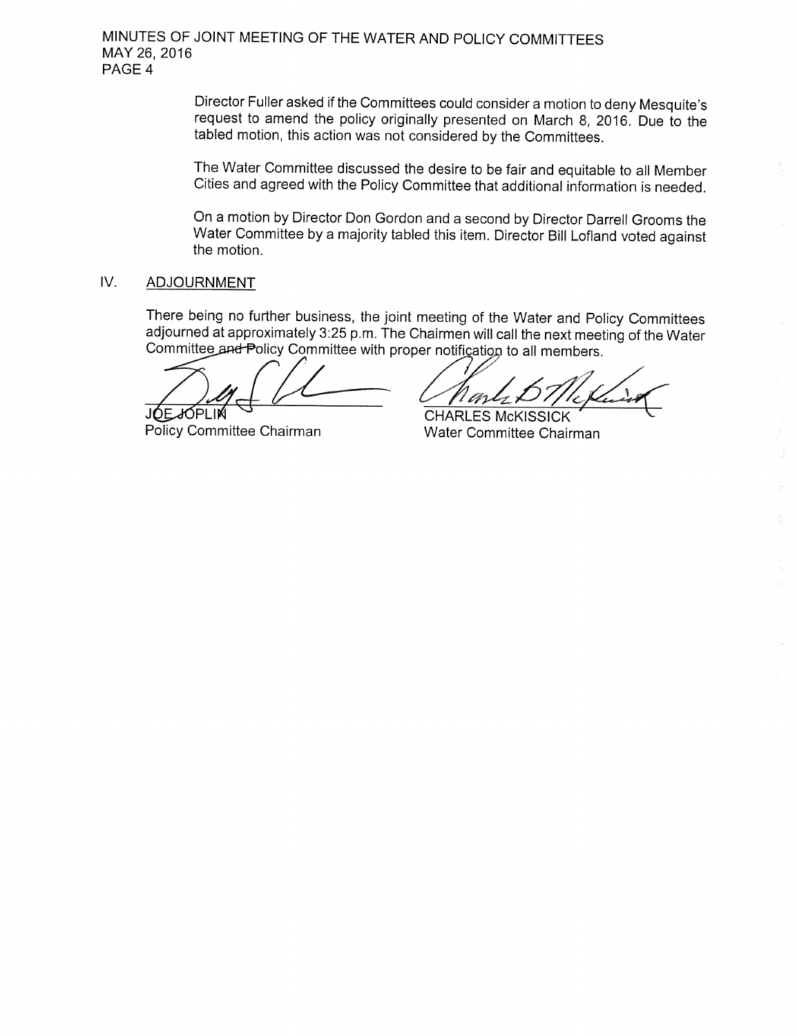Director Fuller asked if the Committees could consider a motion to deny Mesquite's request to amend the policy originally presented on March 8, 2016. Due to the tabled motion, this action was not considered by the Committees.

The Water Committee discussed the desire to be fair and equitable to all Member Cities and agreed with the Policy Committee that additional information is needed.

On a motion by Director Don Gordon and a second by Director Darrell Grooms the Water Committee by a majority tabled this item. Director Bill Lofland voted against the motion.

## IV. ADJOURNMENT

There being no further business, the joint meeting of the Water and Policy Committees adjourned at approximately 3:25 p.m. The Chairmen will call the next meeting of the Water Committee ~~and Policy~~ Committee with proper notification to all members.

JOE JOPLIN
Policy Committee Chairman

CHARLES McKISSICK
Water Committee Chairman